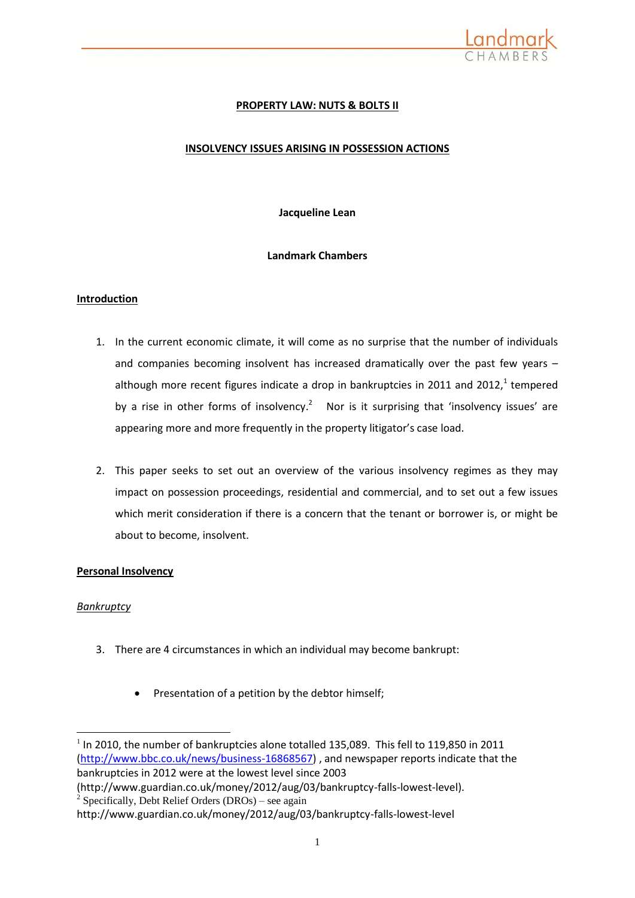# PROPERTY LAW: NUTS & BOLTS II

## INSOLVENCY ISSUES ARISING IN POSSESSION ACTIONS

**Jacqueline Lean**

**Landmark Chambers**

### Introduction

1. In the current economic climate, it will come as no surprise that the number of individuals and companies becoming insolvent has increased dramatically over the past few years – although more recent figures indicate a drop in bankruptcies in 2011 and 2012,[1] tempered by a rise in other forms of insolvency.[2] Nor is it surprising that 'insolvency issues' are appearing more and more frequently in the property litigator's case load.

2. This paper seeks to set out an overview of the various insolvency regimes as they may impact on possession proceedings, residential and commercial, and to set out a few issues which merit consideration if there is a concern that the tenant or borrower is, or might be about to become, insolvent.

### Personal Insolvency

#### *Bankruptcy*

3. There are 4 circumstances in which an individual may become bankrupt:

   - Presentation of a petition by the debtor himself;

---

[1] In 2010, the number of bankruptcies alone totalled 135,089. This fell to 119,850 in 2011 (http://www.bbc.co.uk/news/business-16868567) , and newspaper reports indicate that the bankruptcies in 2012 were at the lowest level since 2003 (http://www.guardian.co.uk/money/2012/aug/03/bankruptcy-falls-lowest-level).

[2] Specifically, Debt Relief Orders (DROs) – see again http://www.guardian.co.uk/money/2012/aug/03/bankruptcy-falls-lowest-level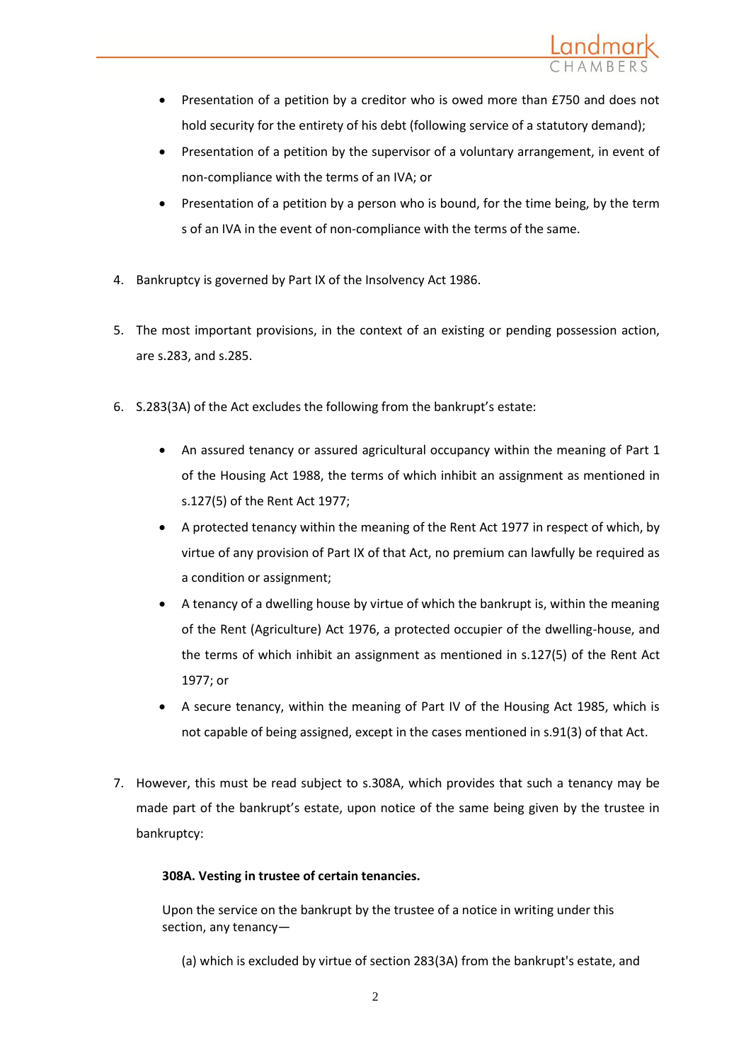- Presentation of a petition by a creditor who is owed more than £750 and does not hold security for the entirety of his debt (following service of a statutory demand);
- Presentation of a petition by the supervisor of a voluntary arrangement, in event of non-compliance with the terms of an IVA; or
- Presentation of a petition by a person who is bound, for the time being, by the term s of an IVA in the event of non-compliance with the terms of the same.

4. Bankruptcy is governed by Part IX of the Insolvency Act 1986.

5. The most important provisions, in the context of an existing or pending possession action, are s.283, and s.285.

6. S.283(3A) of the Act excludes the following from the bankrupt's estate:

   - An assured tenancy or assured agricultural occupancy within the meaning of Part 1 of the Housing Act 1988, the terms of which inhibit an assignment as mentioned in s.127(5) of the Rent Act 1977;
   - A protected tenancy within the meaning of the Rent Act 1977 in respect of which, by virtue of any provision of Part IX of that Act, no premium can lawfully be required as a condition or assignment;
   - A tenancy of a dwelling house by virtue of which the bankrupt is, within the meaning of the Rent (Agriculture) Act 1976, a protected occupier of the dwelling-house, and the terms of which inhibit an assignment as mentioned in s.127(5) of the Rent Act 1977; or
   - A secure tenancy, within the meaning of Part IV of the Housing Act 1985, which is not capable of being assigned, except in the cases mentioned in s.91(3) of that Act.

7. However, this must be read subject to s.308A, which provides that such a tenancy may be made part of the bankrupt's estate, upon notice of the same being given by the trustee in bankruptcy:

   **308A. Vesting in trustee of certain tenancies.**

   Upon the service on the bankrupt by the trustee of a notice in writing under this section, any tenancy—

   (a) which is excluded by virtue of section 283(3A) from the bankrupt's estate, and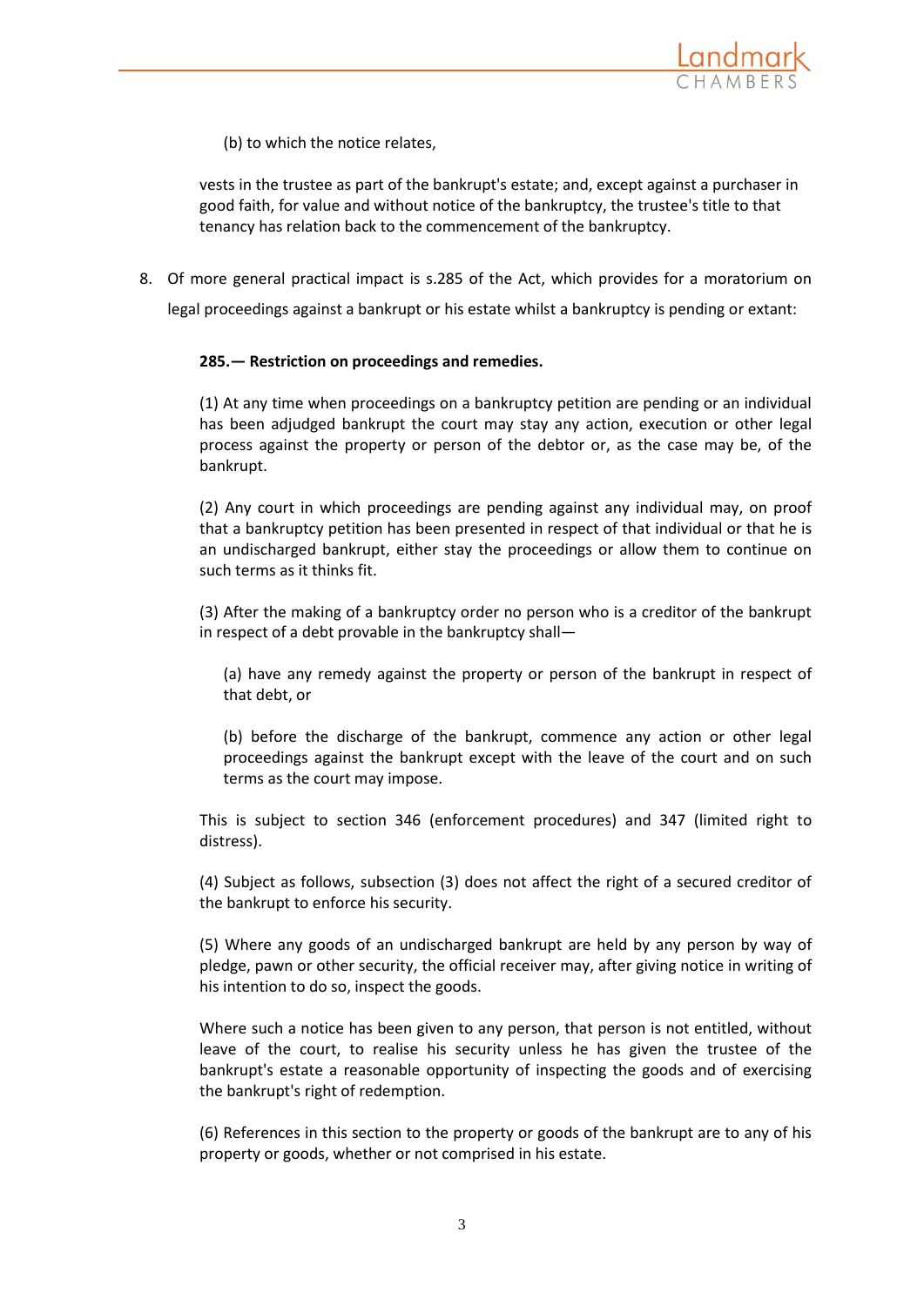(b) to which the notice relates,

vests in the trustee as part of the bankrupt's estate; and, except against a purchaser in good faith, for value and without notice of the bankruptcy, the trustee's title to that tenancy has relation back to the commencement of the bankruptcy.

8. Of more general practical impact is s.285 of the Act, which provides for a moratorium on legal proceedings against a bankrupt or his estate whilst a bankruptcy is pending or extant:

> **285.— Restriction on proceedings and remedies.**
>
> (1) At any time when proceedings on a bankruptcy petition are pending or an individual has been adjudged bankrupt the court may stay any action, execution or other legal process against the property or person of the debtor or, as the case may be, of the bankrupt.
>
> (2) Any court in which proceedings are pending against any individual may, on proof that a bankruptcy petition has been presented in respect of that individual or that he is an undischarged bankrupt, either stay the proceedings or allow them to continue on such terms as it thinks fit.
>
> (3) After the making of a bankruptcy order no person who is a creditor of the bankrupt in respect of a debt provable in the bankruptcy shall—
>
> (a) have any remedy against the property or person of the bankrupt in respect of that debt, or
>
> (b) before the discharge of the bankrupt, commence any action or other legal proceedings against the bankrupt except with the leave of the court and on such terms as the court may impose.
>
> This is subject to section 346 (enforcement procedures) and 347 (limited right to distress).
>
> (4) Subject as follows, subsection (3) does not affect the right of a secured creditor of the bankrupt to enforce his security.
>
> (5) Where any goods of an undischarged bankrupt are held by any person by way of pledge, pawn or other security, the official receiver may, after giving notice in writing of his intention to do so, inspect the goods.
>
> Where such a notice has been given to any person, that person is not entitled, without leave of the court, to realise his security unless he has given the trustee of the bankrupt's estate a reasonable opportunity of inspecting the goods and of exercising the bankrupt's right of redemption.
>
> (6) References in this section to the property or goods of the bankrupt are to any of his property or goods, whether or not comprised in his estate.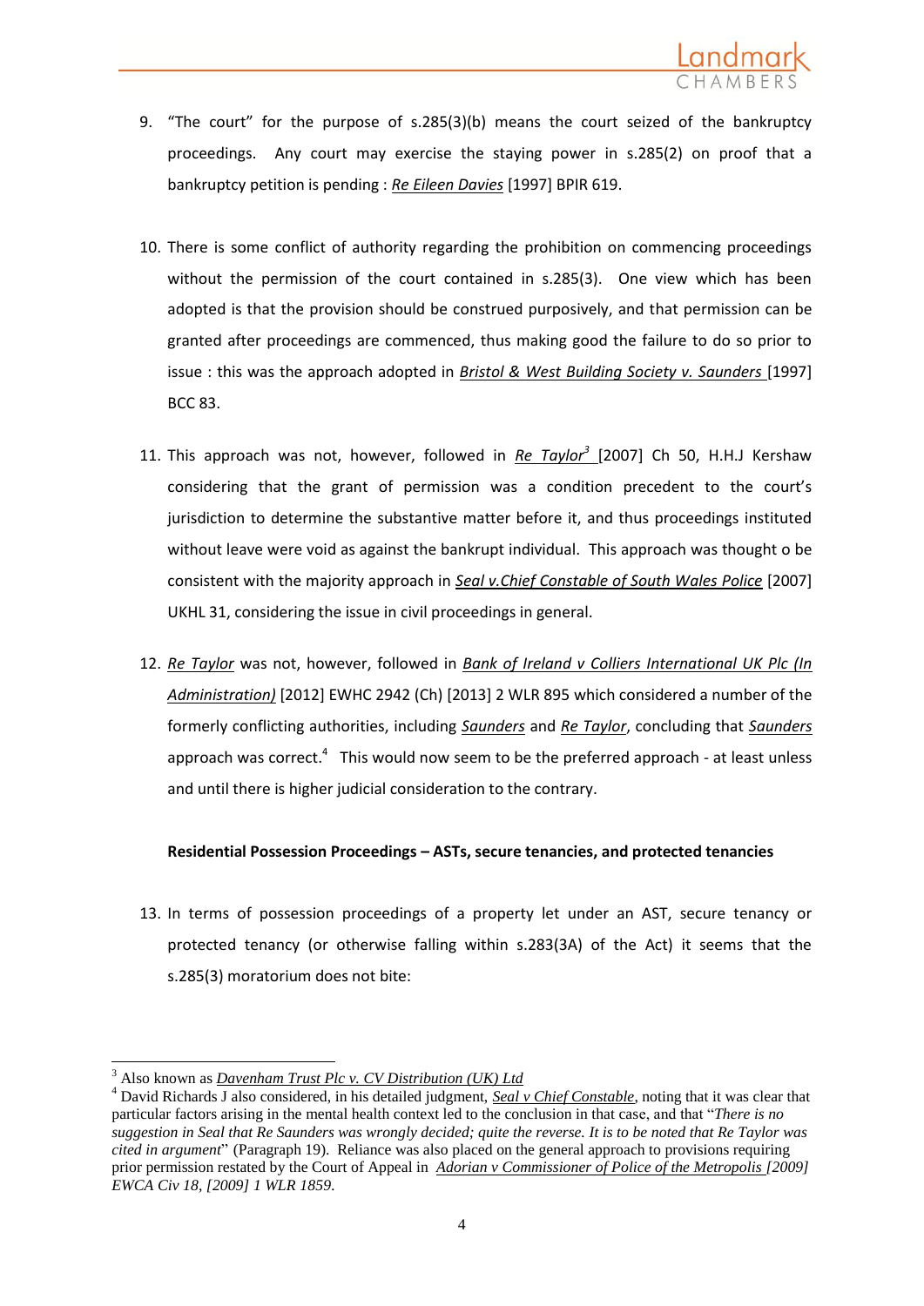9. "The court" for the purpose of s.285(3)(b) means the court seized of the bankruptcy proceedings. Any court may exercise the staying power in s.285(2) on proof that a bankruptcy petition is pending : *Re Eileen Davies* [1997] BPIR 619.

10. There is some conflict of authority regarding the prohibition on commencing proceedings without the permission of the court contained in s.285(3). One view which has been adopted is that the provision should be construed purposively, and that permission can be granted after proceedings are commenced, thus making good the failure to do so prior to issue : this was the approach adopted in *Bristol & West Building Society v. Saunders* [1997] BCC 83.

11. This approach was not, however, followed in *Re Taylor*[3] [2007] Ch 50, H.H.J Kershaw considering that the grant of permission was a condition precedent to the court's jurisdiction to determine the substantive matter before it, and thus proceedings instituted without leave were void as against the bankrupt individual. This approach was thought o be consistent with the majority approach in *Seal v.Chief Constable of South Wales Police* [2007] UKHL 31, considering the issue in civil proceedings in general.

12. *Re Taylor* was not, however, followed in *Bank of Ireland v Colliers International UK Plc (In Administration)* [2012] EWHC 2942 (Ch) [2013] 2 WLR 895 which considered a number of the formerly conflicting authorities, including *Saunders* and *Re Taylor*, concluding that *Saunders* approach was correct.[4] This would now seem to be the preferred approach - at least unless and until there is higher judicial consideration to the contrary.

**Residential Possession Proceedings – ASTs, secure tenancies, and protected tenancies**

13. In terms of possession proceedings of a property let under an AST, secure tenancy or protected tenancy (or otherwise falling within s.283(3A) of the Act) it seems that the s.285(3) moratorium does not bite:

---

[3] Also known as *Davenham Trust Plc v. CV Distribution (UK) Ltd*

[4] David Richards J also considered, in his detailed judgment, *Seal v Chief Constable*, noting that it was clear that particular factors arising in the mental health context led to the conclusion in that case, and that "*There is no suggestion in Seal that Re Saunders was wrongly decided; quite the reverse. It is to be noted that Re Taylor was cited in argument*" (Paragraph 19). Reliance was also placed on the general approach to provisions requiring prior permission restated by the Court of Appeal in *Adorian v Commissioner of Police of the Metropolis [2009] EWCA Civ 18, [2009] 1 WLR 1859.*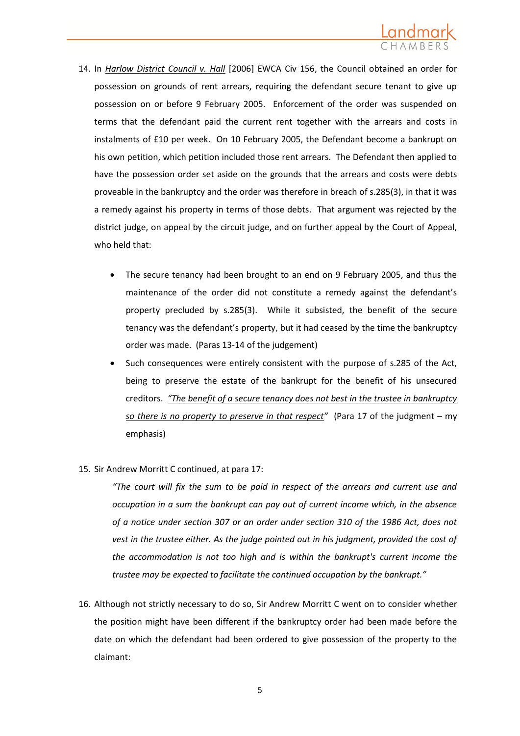14. In *Harlow District Council v. Hall* [2006] EWCA Civ 156, the Council obtained an order for possession on grounds of rent arrears, requiring the defendant secure tenant to give up possession on or before 9 February 2005. Enforcement of the order was suspended on terms that the defendant paid the current rent together with the arrears and costs in instalments of £10 per week. On 10 February 2005, the Defendant become a bankrupt on his own petition, which petition included those rent arrears. The Defendant then applied to have the possession order set aside on the grounds that the arrears and costs were debts proveable in the bankruptcy and the order was therefore in breach of s.285(3), in that it was a remedy against his property in terms of those debts. That argument was rejected by the district judge, on appeal by the circuit judge, and on further appeal by the Court of Appeal, who held that:

    - The secure tenancy had been brought to an end on 9 February 2005, and thus the maintenance of the order did not constitute a remedy against the defendant's property precluded by s.285(3). While it subsisted, the benefit of the secure tenancy was the defendant's property, but it had ceased by the time the bankruptcy order was made. (Paras 13-14 of the judgement)
    - Such consequences were entirely consistent with the purpose of s.285 of the Act, being to preserve the estate of the bankrupt for the benefit of his unsecured creditors. *"The benefit of a secure tenancy does not best in the trustee in bankruptcy so there is no property to preserve in that respect"* (Para 17 of the judgment – my emphasis)

15. Sir Andrew Morritt C continued, at para 17:

    *"The court will fix the sum to be paid in respect of the arrears and current use and occupation in a sum the bankrupt can pay out of current income which, in the absence of a notice under section 307 or an order under section 310 of the 1986 Act, does not vest in the trustee either. As the judge pointed out in his judgment, provided the cost of the accommodation is not too high and is within the bankrupt's current income the trustee may be expected to facilitate the continued occupation by the bankrupt."*

16. Although not strictly necessary to do so, Sir Andrew Morritt C went on to consider whether the position might have been different if the bankruptcy order had been made before the date on which the defendant had been ordered to give possession of the property to the claimant: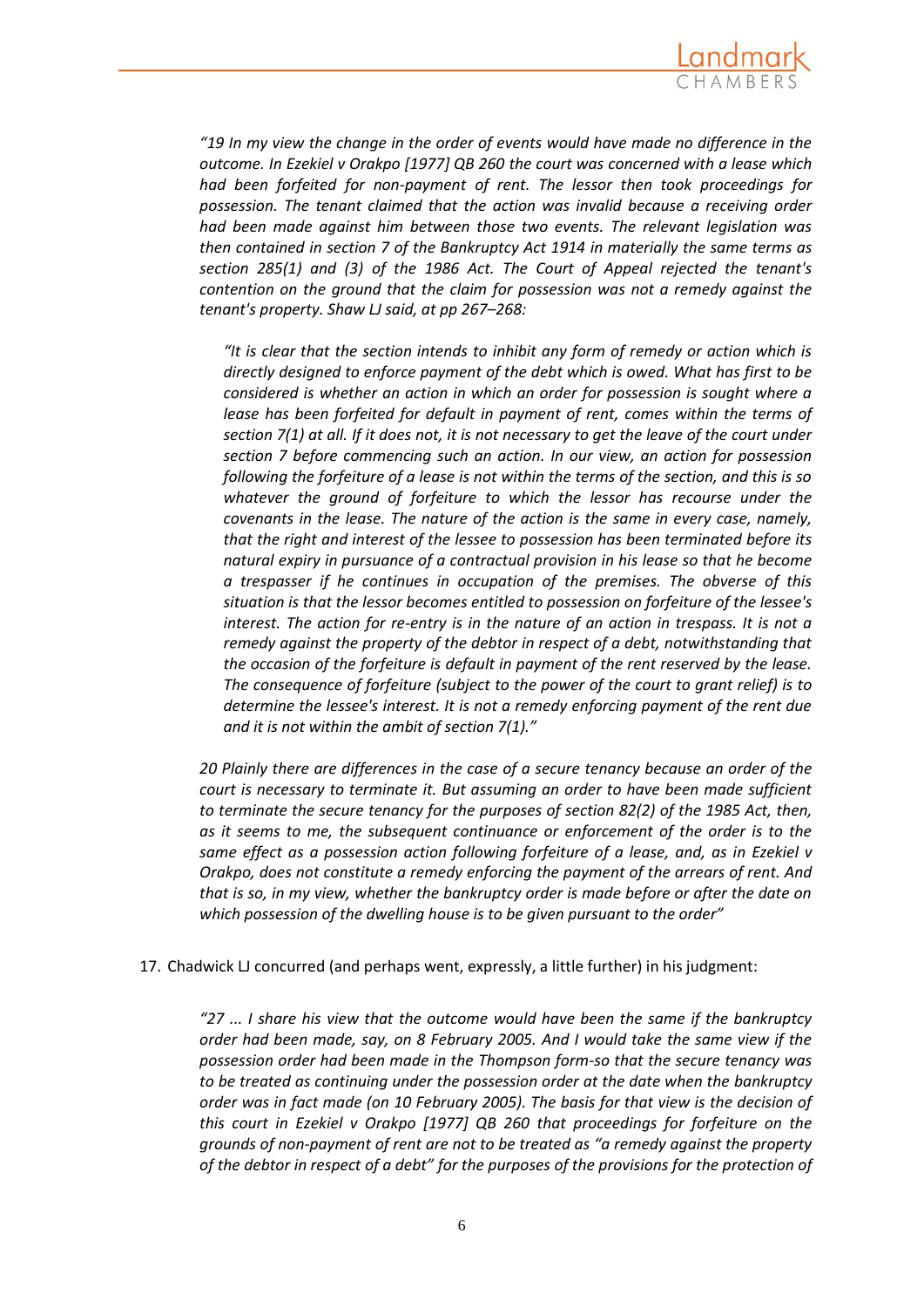*"19 In my view the change in the order of events would have made no difference in the outcome. In Ezekiel v Orakpo [1977] QB 260 the court was concerned with a lease which had been forfeited for non-payment of rent. The lessor then took proceedings for possession. The tenant claimed that the action was invalid because a receiving order had been made against him between those two events. The relevant legislation was then contained in section 7 of the Bankruptcy Act 1914 in materially the same terms as section 285(1) and (3) of the 1986 Act. The Court of Appeal rejected the tenant's contention on the ground that the claim for possession was not a remedy against the tenant's property. Shaw LJ said, at pp 267–268:*

> *"It is clear that the section intends to inhibit any form of remedy or action which is directly designed to enforce payment of the debt which is owed. What has first to be considered is whether an action in which an order for possession is sought where a lease has been forfeited for default in payment of rent, comes within the terms of section 7(1) at all. If it does not, it is not necessary to get the leave of the court under section 7 before commencing such an action. In our view, an action for possession following the forfeiture of a lease is not within the terms of the section, and this is so whatever the ground of forfeiture to which the lessor has recourse under the covenants in the lease. The nature of the action is the same in every case, namely, that the right and interest of the lessee to possession has been terminated before its natural expiry in pursuance of a contractual provision in his lease so that he become a trespasser if he continues in occupation of the premises. The obverse of this situation is that the lessor becomes entitled to possession on forfeiture of the lessee's interest. The action for re-entry is in the nature of an action in trespass. It is not a remedy against the property of the debtor in respect of a debt, notwithstanding that the occasion of the forfeiture is default in payment of the rent reserved by the lease. The consequence of forfeiture (subject to the power of the court to grant relief) is to determine the lessee's interest. It is not a remedy enforcing payment of the rent due and it is not within the ambit of section 7(1)."*

*20 Plainly there are differences in the case of a secure tenancy because an order of the court is necessary to terminate it. But assuming an order to have been made sufficient to terminate the secure tenancy for the purposes of section 82(2) of the 1985 Act, then, as it seems to me, the subsequent continuance or enforcement of the order is to the same effect as a possession action following forfeiture of a lease, and, as in Ezekiel v Orakpo, does not constitute a remedy enforcing the payment of the arrears of rent. And that is so, in my view, whether the bankruptcy order is made before or after the date on which possession of the dwelling house is to be given pursuant to the order"*

17. Chadwick LJ concurred (and perhaps went, expressly, a little further) in his judgment:

*"27 ... I share his view that the outcome would have been the same if the bankruptcy order had been made, say, on 8 February 2005. And I would take the same view if the possession order had been made in the Thompson form-so that the secure tenancy was to be treated as continuing under the possession order at the date when the bankruptcy order was in fact made (on 10 February 2005). The basis for that view is the decision of this court in Ezekiel v Orakpo [1977] QB 260 that proceedings for forfeiture on the grounds of non-payment of rent are not to be treated as "a remedy against the property of the debtor in respect of a debt" for the purposes of the provisions for the protection of*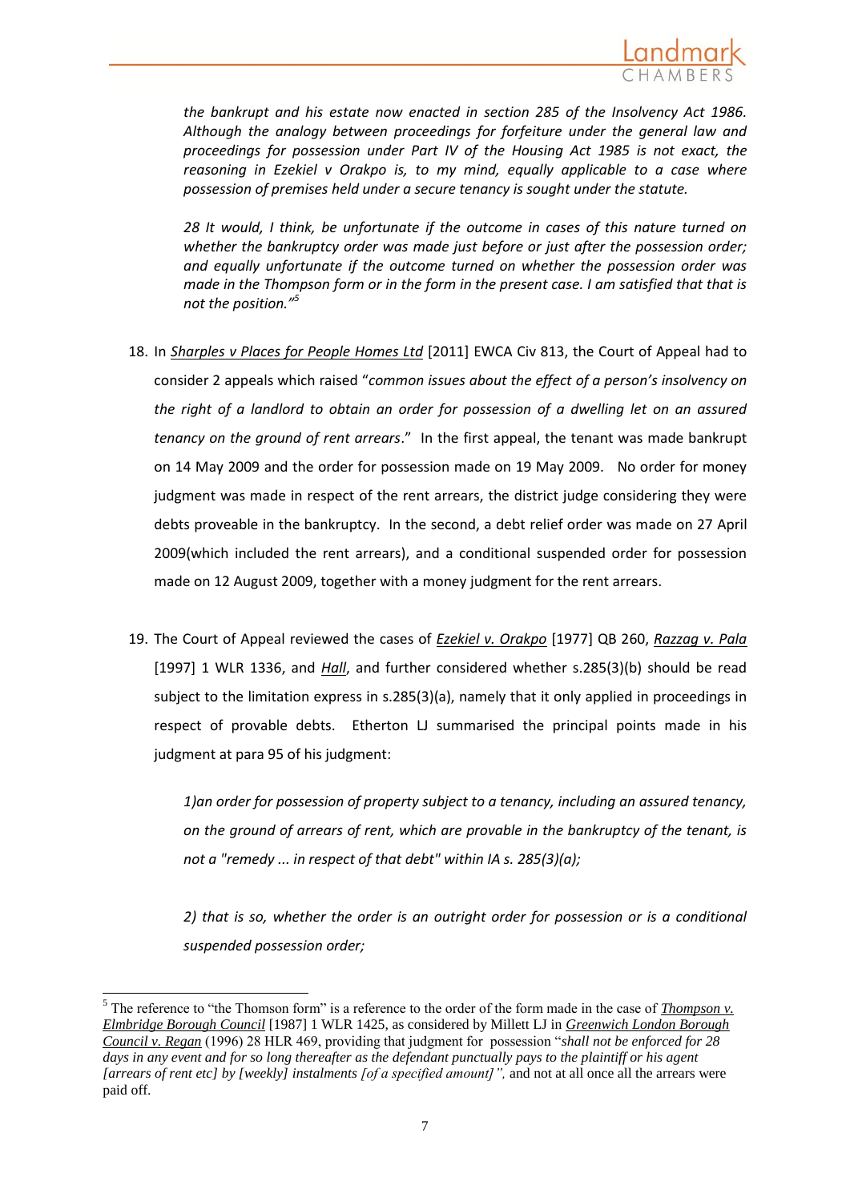*the bankrupt and his estate now enacted in section 285 of the Insolvency Act 1986. Although the analogy between proceedings for forfeiture under the general law and proceedings for possession under Part IV of the Housing Act 1985 is not exact, the reasoning in Ezekiel v Orakpo is, to my mind, equally applicable to a case where possession of premises held under a secure tenancy is sought under the statute.*

*28 It would, I think, be unfortunate if the outcome in cases of this nature turned on whether the bankruptcy order was made just before or just after the possession order; and equally unfortunate if the outcome turned on whether the possession order was made in the Thompson form or in the form in the present case. I am satisfied that that is not the position."*[5]

18. In *Sharples v Places for People Homes Ltd* [2011] EWCA Civ 813, the Court of Appeal had to consider 2 appeals which raised "*common issues about the effect of a person's insolvency on the right of a landlord to obtain an order for possession of a dwelling let on an assured tenancy on the ground of rent arrears*." In the first appeal, the tenant was made bankrupt on 14 May 2009 and the order for possession made on 19 May 2009. No order for money judgment was made in respect of the rent arrears, the district judge considering they were debts proveable in the bankruptcy. In the second, a debt relief order was made on 27 April 2009(which included the rent arrears), and a conditional suspended order for possession made on 12 August 2009, together with a money judgment for the rent arrears.

19. The Court of Appeal reviewed the cases of *Ezekiel v. Orakpo* [1977] QB 260, *Razzaq v. Pala* [1997] 1 WLR 1336, and *Hall*, and further considered whether s.285(3)(b) should be read subject to the limitation express in s.285(3)(a), namely that it only applied in proceedings in respect of provable debts. Etherton LJ summarised the principal points made in his judgment at para 95 of his judgment:

*1)an order for possession of property subject to a tenancy, including an assured tenancy, on the ground of arrears of rent, which are provable in the bankruptcy of the tenant, is not a "remedy ... in respect of that debt" within IA s. 285(3)(a);*

*2) that is so, whether the order is an outright order for possession or is a conditional suspended possession order;*

---

[5] The reference to "the Thomson form" is a reference to the order of the form made in the case of *Thompson v. Elmbridge Borough Council* [1987] 1 WLR 1425, as considered by Millett LJ in *Greenwich London Borough Council v. Regan* (1996) 28 HLR 469, providing that judgment for possession "*shall not be enforced for 28 days in any event and for so long thereafter as the defendant punctually pays to the plaintiff or his agent [arrears of rent etc] by [weekly] instalments [of a specified amount]",* and not at all once all the arrears were paid off.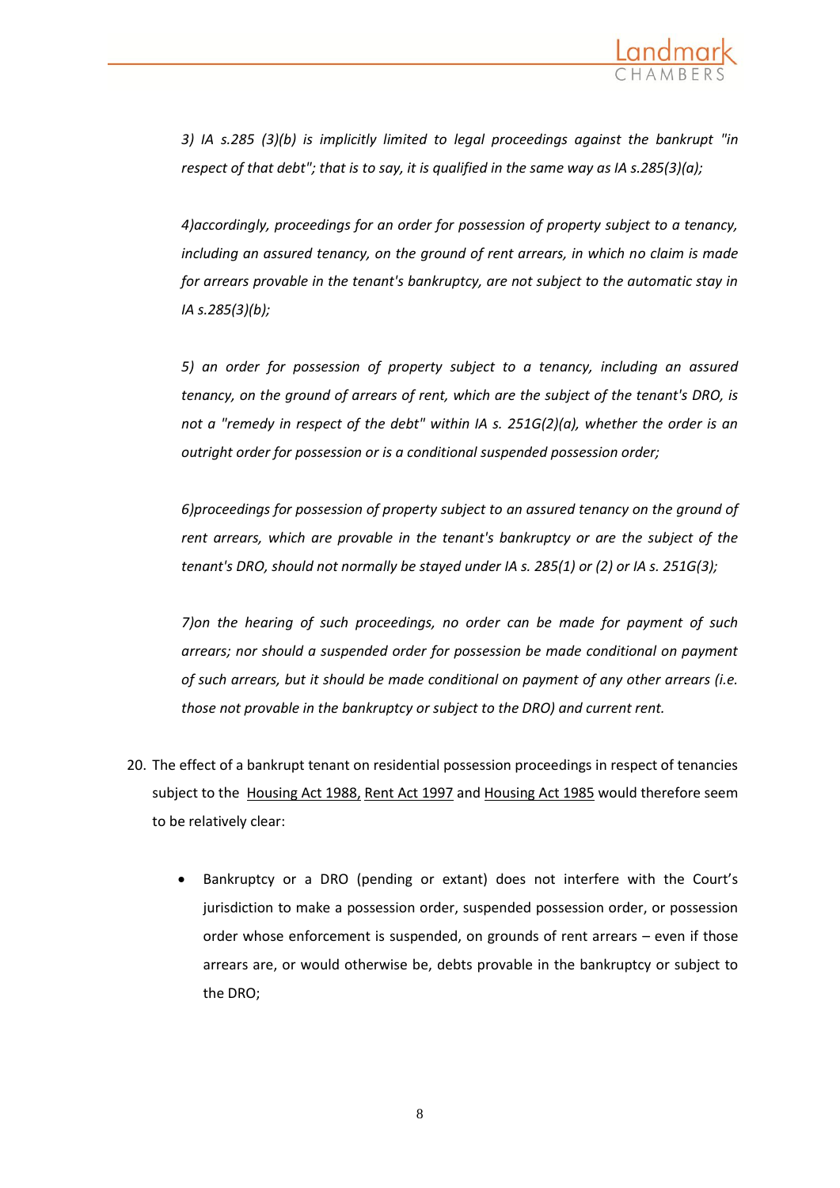*3) IA s.285 (3)(b) is implicitly limited to legal proceedings against the bankrupt "in respect of that debt"; that is to say, it is qualified in the same way as IA s.285(3)(a);*

*4)accordingly, proceedings for an order for possession of property subject to a tenancy, including an assured tenancy, on the ground of rent arrears, in which no claim is made for arrears provable in the tenant's bankruptcy, are not subject to the automatic stay in IA s.285(3)(b);*

*5) an order for possession of property subject to a tenancy, including an assured tenancy, on the ground of arrears of rent, which are the subject of the tenant's DRO, is not a "remedy in respect of the debt" within IA s. 251G(2)(a), whether the order is an outright order for possession or is a conditional suspended possession order;*

*6)proceedings for possession of property subject to an assured tenancy on the ground of rent arrears, which are provable in the tenant's bankruptcy or are the subject of the tenant's DRO, should not normally be stayed under IA s. 285(1) or (2) or IA s. 251G(3);*

*7)on the hearing of such proceedings, no order can be made for payment of such arrears; nor should a suspended order for possession be made conditional on payment of such arrears, but it should be made conditional on payment of any other arrears (i.e. those not provable in the bankruptcy or subject to the DRO) and current rent.*

20. The effect of a bankrupt tenant on residential possession proceedings in respect of tenancies subject to the Housing Act 1988, Rent Act 1997 and Housing Act 1985 would therefore seem to be relatively clear:

    - Bankruptcy or a DRO (pending or extant) does not interfere with the Court's jurisdiction to make a possession order, suspended possession order, or possession order whose enforcement is suspended, on grounds of rent arrears – even if those arrears are, or would otherwise be, debts provable in the bankruptcy or subject to the DRO;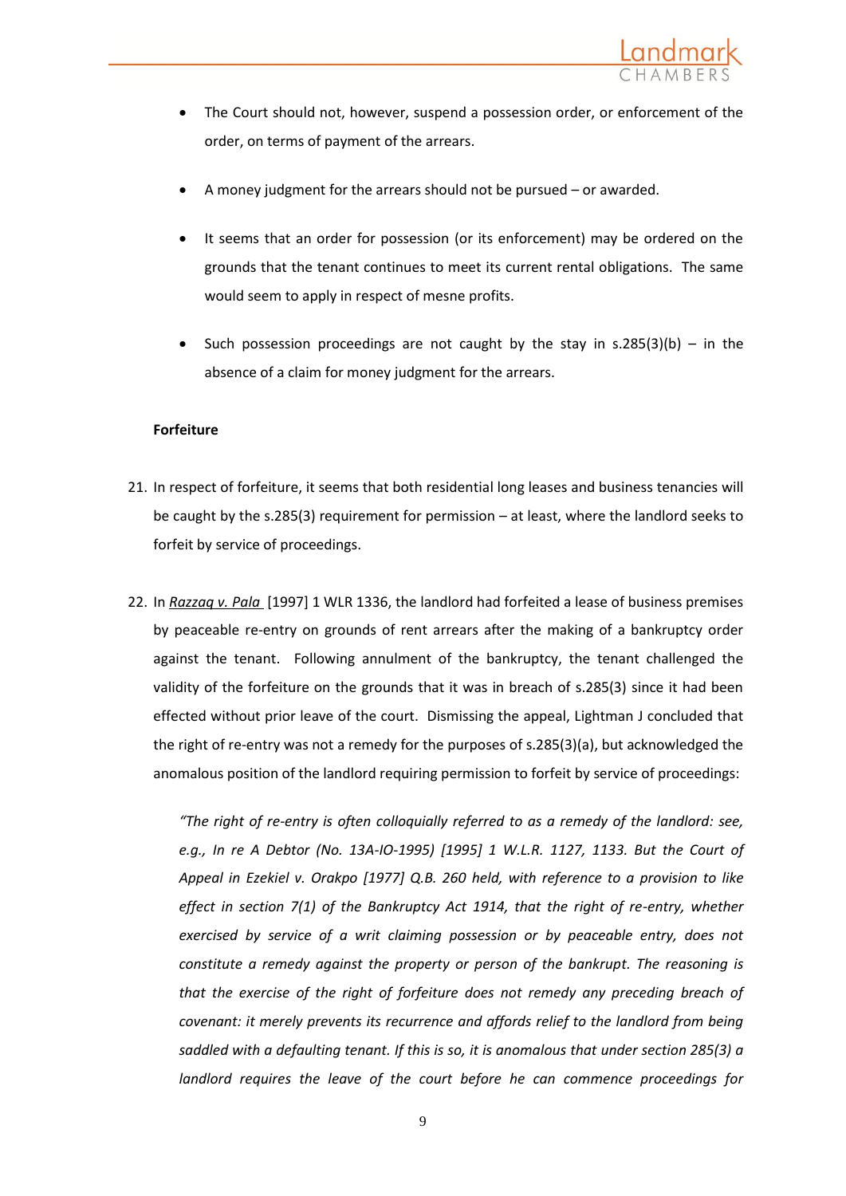- The Court should not, however, suspend a possession order, or enforcement of the order, on terms of payment of the arrears.

- A money judgment for the arrears should not be pursued – or awarded.

- It seems that an order for possession (or its enforcement) may be ordered on the grounds that the tenant continues to meet its current rental obligations. The same would seem to apply in respect of mesne profits.

- Such possession proceedings are not caught by the stay in s.285(3)(b) – in the absence of a claim for money judgment for the arrears.

**Forfeiture**

21. In respect of forfeiture, it seems that both residential long leases and business tenancies will be caught by the s.285(3) requirement for permission – at least, where the landlord seeks to forfeit by service of proceedings.

22. In *Razzaq v. Pala* [1997] 1 WLR 1336, the landlord had forfeited a lease of business premises by peaceable re-entry on grounds of rent arrears after the making of a bankruptcy order against the tenant. Following annulment of the bankruptcy, the tenant challenged the validity of the forfeiture on the grounds that it was in breach of s.285(3) since it had been effected without prior leave of the court. Dismissing the appeal, Lightman J concluded that the right of re-entry was not a remedy for the purposes of s.285(3)(a), but acknowledged the anomalous position of the landlord requiring permission to forfeit by service of proceedings:

    *"The right of re-entry is often colloquially referred to as a remedy of the landlord: see, e.g., In re A Debtor (No. 13A-IO-1995) [1995] 1 W.L.R. 1127, 1133. But the Court of Appeal in Ezekiel v. Orakpo [1977] Q.B. 260 held, with reference to a provision to like effect in section 7(1) of the Bankruptcy Act 1914, that the right of re-entry, whether exercised by service of a writ claiming possession or by peaceable entry, does not constitute a remedy against the property or person of the bankrupt. The reasoning is that the exercise of the right of forfeiture does not remedy any preceding breach of covenant: it merely prevents its recurrence and affords relief to the landlord from being saddled with a defaulting tenant. If this is so, it is anomalous that under section 285(3) a landlord requires the leave of the court before he can commence proceedings for*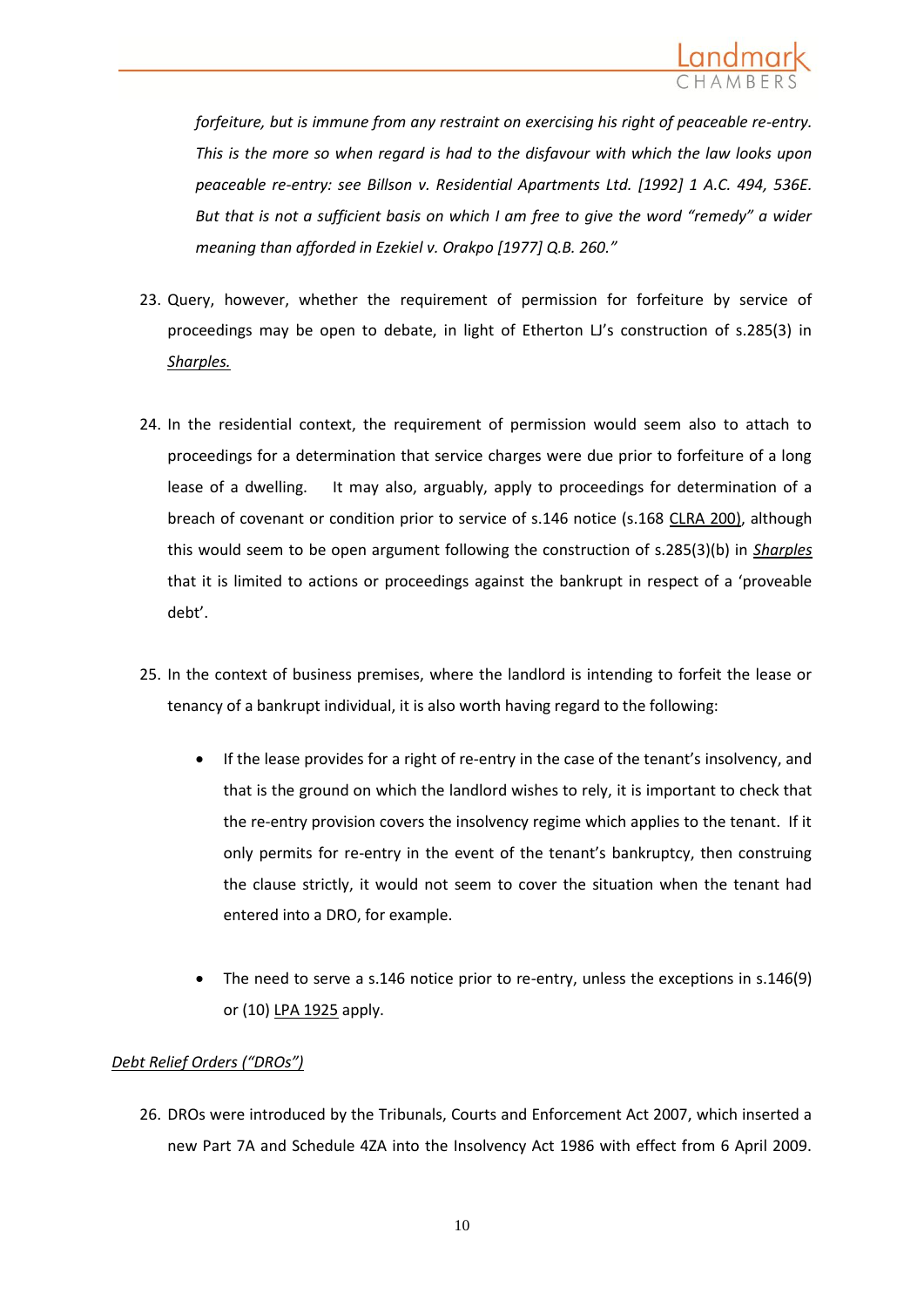*forfeiture, but is immune from any restraint on exercising his right of peaceable re-entry. This is the more so when regard is had to the disfavour with which the law looks upon peaceable re-entry: see Billson v. Residential Apartments Ltd. [1992] 1 A.C. 494, 536E. But that is not a sufficient basis on which I am free to give the word "remedy" a wider meaning than afforded in Ezekiel v. Orakpo [1977] Q.B. 260."*

23. Query, however, whether the requirement of permission for forfeiture by service of proceedings may be open to debate, in light of Etherton LJ's construction of s.285(3) in Sharples.

24. In the residential context, the requirement of permission would seem also to attach to proceedings for a determination that service charges were due prior to forfeiture of a long lease of a dwelling. It may also, arguably, apply to proceedings for determination of a breach of covenant or condition prior to service of s.146 notice (s.168 CLRA 200), although this would seem to be open argument following the construction of s.285(3)(b) in ***Sharples*** that it is limited to actions or proceedings against the bankrupt in respect of a 'proveable debt'.

25. In the context of business premises, where the landlord is intending to forfeit the lease or tenancy of a bankrupt individual, it is also worth having regard to the following:

    - If the lease provides for a right of re-entry in the case of the tenant's insolvency, and that is the ground on which the landlord wishes to rely, it is important to check that the re-entry provision covers the insolvency regime which applies to the tenant. If it only permits for re-entry in the event of the tenant's bankruptcy, then construing the clause strictly, it would not seem to cover the situation when the tenant had entered into a DRO, for example.

    - The need to serve a s.146 notice prior to re-entry, unless the exceptions in s.146(9) or (10) LPA 1925 apply.

*Debt Relief Orders ("DROs")*

26. DROs were introduced by the Tribunals, Courts and Enforcement Act 2007, which inserted a new Part 7A and Schedule 4ZA into the Insolvency Act 1986 with effect from 6 April 2009.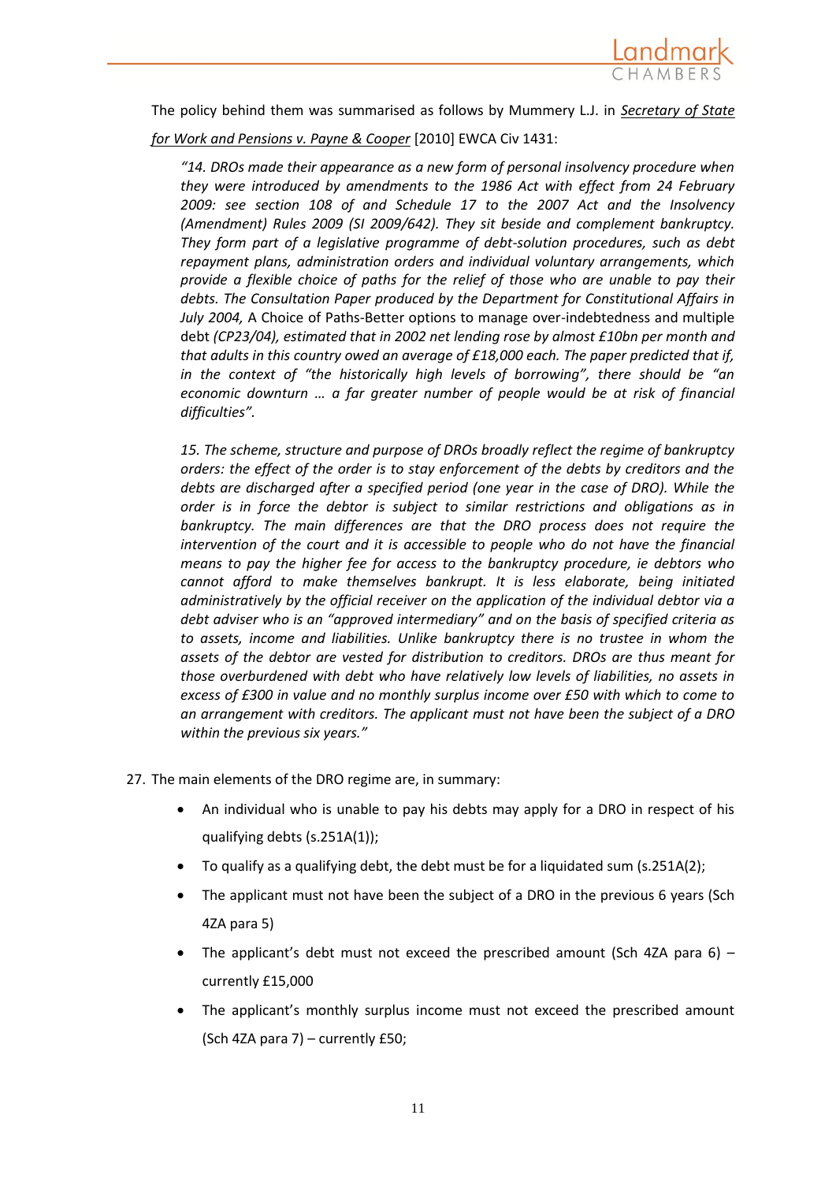The policy behind them was summarised as follows by Mummery L.J. in _Secretary of State for Work and Pensions v. Payne & Cooper_ [2010] EWCA Civ 1431:

> *"14. DROs made their appearance as a new form of personal insolvency procedure when they were introduced by amendments to the 1986 Act with effect from 24 February 2009: see section 108 of and Schedule 17 to the 2007 Act and the Insolvency (Amendment) Rules 2009 (SI 2009/642). They sit beside and complement bankruptcy. They form part of a legislative programme of debt-solution procedures, such as debt repayment plans, administration orders and individual voluntary arrangements, which provide a flexible choice of paths for the relief of those who are unable to pay their debts. The Consultation Paper produced by the Department for Constitutional Affairs in July 2004,* A Choice of Paths-Better options to manage over-indebtedness and multiple debt *(CP23/04), estimated that in 2002 net lending rose by almost £10bn per month and that adults in this country owed an average of £18,000 each. The paper predicted that if, in the context of "the historically high levels of borrowing", there should be "an economic downturn … a far greater number of people would be at risk of financial difficulties".*
>
> *15. The scheme, structure and purpose of DROs broadly reflect the regime of bankruptcy orders: the effect of the order is to stay enforcement of the debts by creditors and the debts are discharged after a specified period (one year in the case of DRO). While the order is in force the debtor is subject to similar restrictions and obligations as in bankruptcy. The main differences are that the DRO process does not require the intervention of the court and it is accessible to people who do not have the financial means to pay the higher fee for access to the bankruptcy procedure, ie debtors who cannot afford to make themselves bankrupt. It is less elaborate, being initiated administratively by the official receiver on the application of the individual debtor via a debt adviser who is an "approved intermediary" and on the basis of specified criteria as to assets, income and liabilities. Unlike bankruptcy there is no trustee in whom the assets of the debtor are vested for distribution to creditors. DROs are thus meant for those overburdened with debt who have relatively low levels of liabilities, no assets in excess of £300 in value and no monthly surplus income over £50 with which to come to an arrangement with creditors. The applicant must not have been the subject of a DRO within the previous six years."*

27. The main elements of the DRO regime are, in summary:

- An individual who is unable to pay his debts may apply for a DRO in respect of his qualifying debts (s.251A(1));
- To qualify as a qualifying debt, the debt must be for a liquidated sum (s.251A(2);
- The applicant must not have been the subject of a DRO in the previous 6 years (Sch 4ZA para 5)
- The applicant's debt must not exceed the prescribed amount (Sch 4ZA para 6) – currently £15,000
- The applicant's monthly surplus income must not exceed the prescribed amount (Sch 4ZA para 7) – currently £50;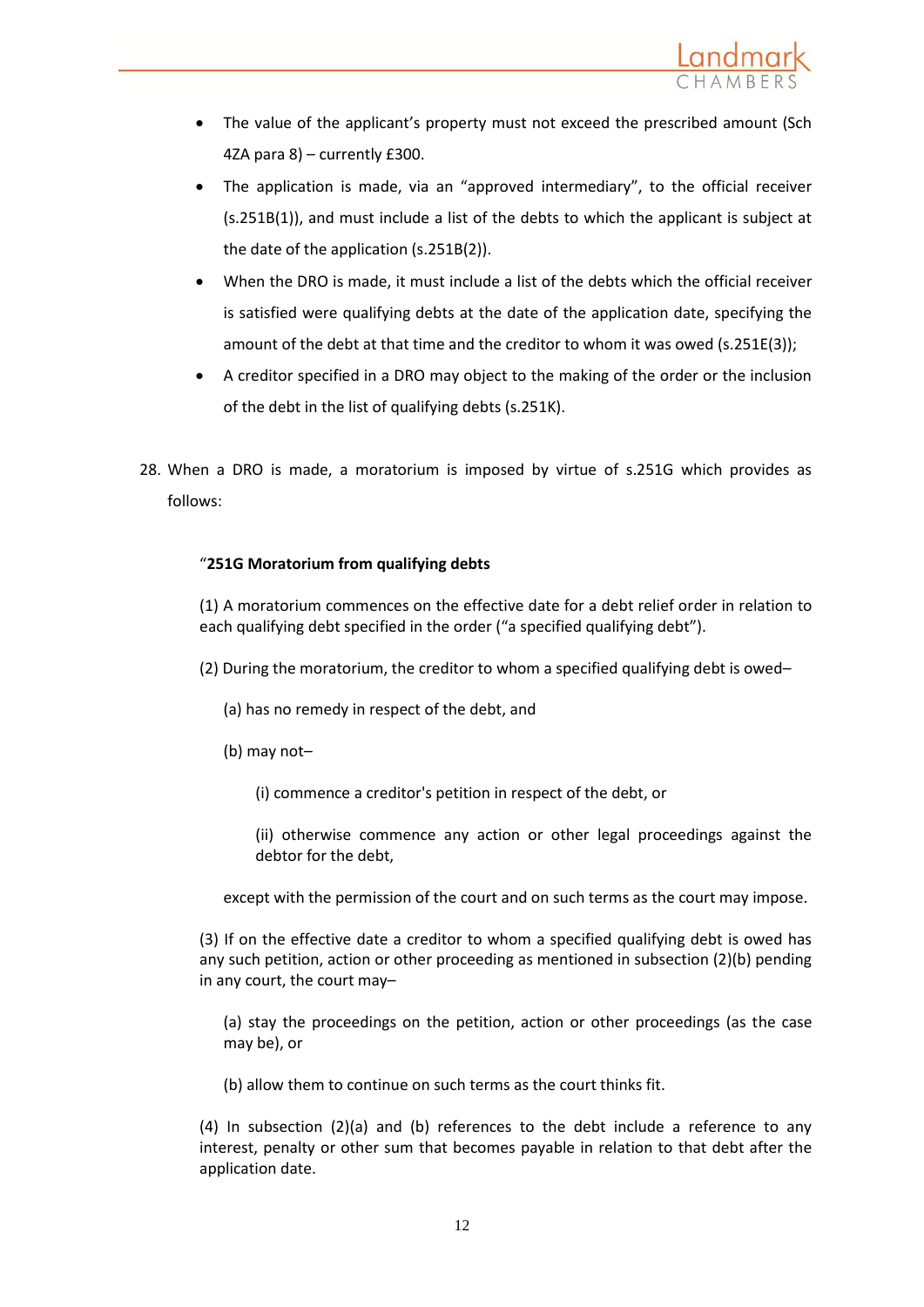- The value of the applicant's property must not exceed the prescribed amount (Sch 4ZA para 8) – currently £300.
- The application is made, via an "approved intermediary", to the official receiver (s.251B(1)), and must include a list of the debts to which the applicant is subject at the date of the application (s.251B(2)).
- When the DRO is made, it must include a list of the debts which the official receiver is satisfied were qualifying debts at the date of the application date, specifying the amount of the debt at that time and the creditor to whom it was owed (s.251E(3));
- A creditor specified in a DRO may object to the making of the order or the inclusion of the debt in the list of qualifying debts (s.251K).

28. When a DRO is made, a moratorium is imposed by virtue of s.251G which provides as follows:

> "**251G Moratorium from qualifying debts**
>
> (1) A moratorium commences on the effective date for a debt relief order in relation to each qualifying debt specified in the order ("a specified qualifying debt").
>
> (2) During the moratorium, the creditor to whom a specified qualifying debt is owed–
>
> (a) has no remedy in respect of the debt, and
>
> (b) may not–
>
> (i) commence a creditor's petition in respect of the debt, or
>
> (ii) otherwise commence any action or other legal proceedings against the debtor for the debt,
>
> except with the permission of the court and on such terms as the court may impose.
>
> (3) If on the effective date a creditor to whom a specified qualifying debt is owed has any such petition, action or other proceeding as mentioned in subsection (2)(b) pending in any court, the court may–
>
> (a) stay the proceedings on the petition, action or other proceedings (as the case may be), or
>
> (b) allow them to continue on such terms as the court thinks fit.
>
> (4) In subsection (2)(a) and (b) references to the debt include a reference to any interest, penalty or other sum that becomes payable in relation to that debt after the application date.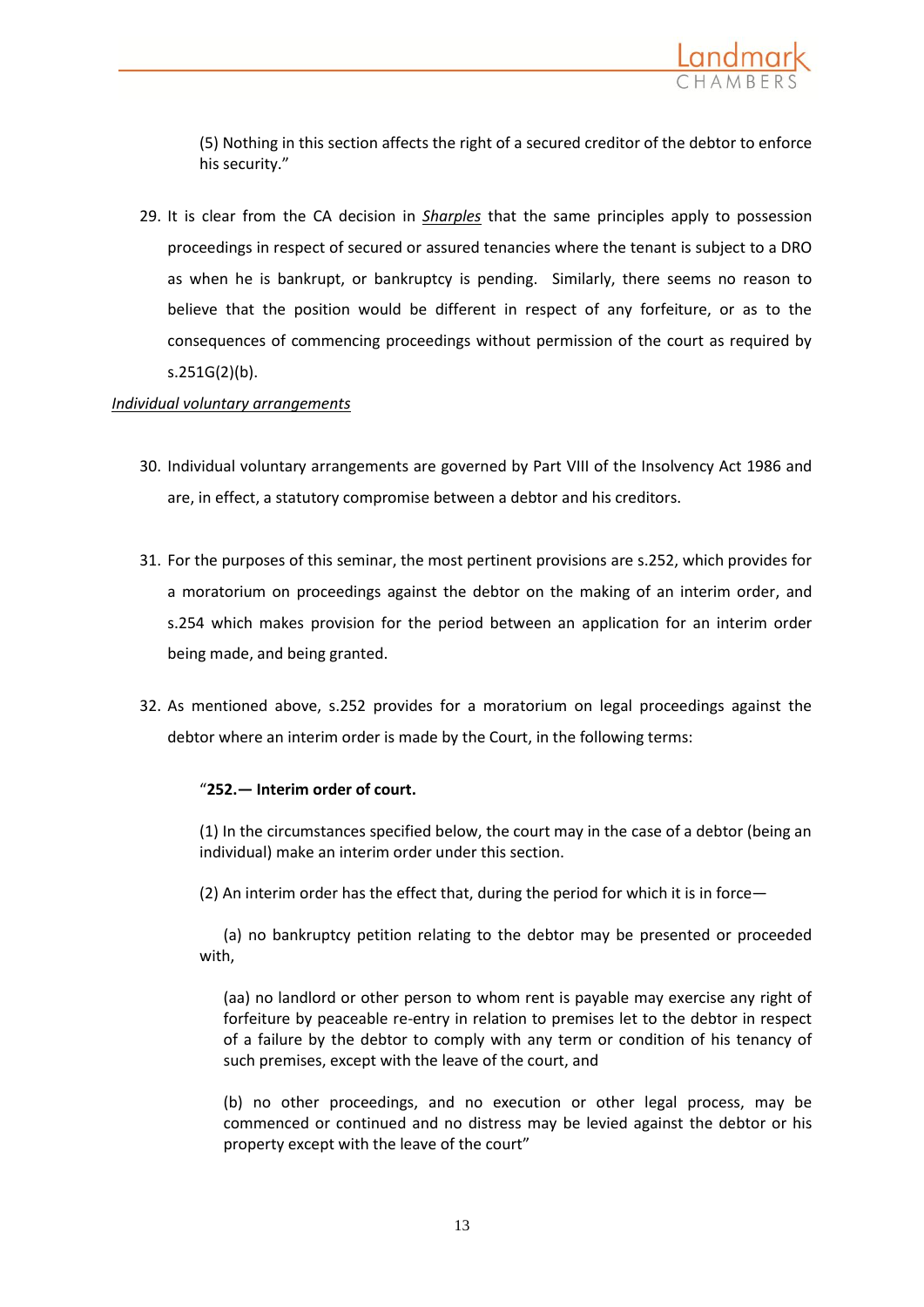> (5) Nothing in this section affects the right of a secured creditor of the debtor to enforce his security."

29. It is clear from the CA decision in ***Sharples*** that the same principles apply to possession proceedings in respect of secured or assured tenancies where the tenant is subject to a DRO as when he is bankrupt, or bankruptcy is pending. Similarly, there seems no reason to believe that the position would be different in respect of any forfeiture, or as to the consequences of commencing proceedings without permission of the court as required by s.251G(2)(b).

*Individual voluntary arrangements*

30. Individual voluntary arrangements are governed by Part VIII of the Insolvency Act 1986 and are, in effect, a statutory compromise between a debtor and his creditors.

31. For the purposes of this seminar, the most pertinent provisions are s.252, which provides for a moratorium on proceedings against the debtor on the making of an interim order, and s.254 which makes provision for the period between an application for an interim order being made, and being granted.

32. As mentioned above, s.252 provides for a moratorium on legal proceedings against the debtor where an interim order is made by the Court, in the following terms:

> "**252.— Interim order of court.**
>
> (1) In the circumstances specified below, the court may in the case of a debtor (being an individual) make an interim order under this section.
>
> (2) An interim order has the effect that, during the period for which it is in force—
>
> (a) no bankruptcy petition relating to the debtor may be presented or proceeded with,
>
> (aa) no landlord or other person to whom rent is payable may exercise any right of forfeiture by peaceable re-entry in relation to premises let to the debtor in respect of a failure by the debtor to comply with any term or condition of his tenancy of such premises, except with the leave of the court, and
>
> (b) no other proceedings, and no execution or other legal process, may be commenced or continued and no distress may be levied against the debtor or his property except with the leave of the court"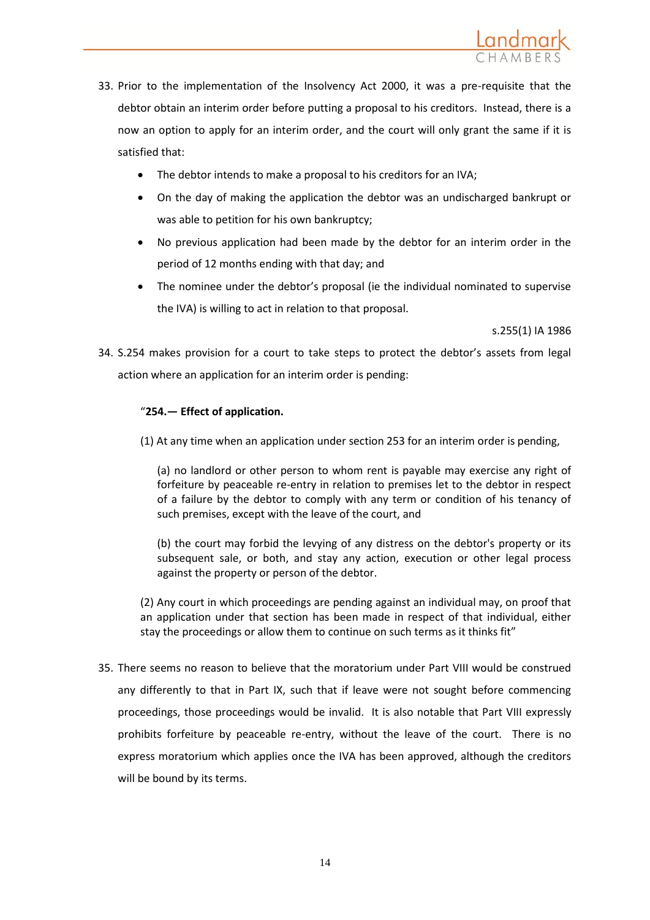33. Prior to the implementation of the Insolvency Act 2000, it was a pre-requisite that the debtor obtain an interim order before putting a proposal to his creditors. Instead, there is a now an option to apply for an interim order, and the court will only grant the same if it is satisfied that:

    - The debtor intends to make a proposal to his creditors for an IVA;
    - On the day of making the application the debtor was an undischarged bankrupt or was able to petition for his own bankruptcy;
    - No previous application had been made by the debtor for an interim order in the period of 12 months ending with that day; and
    - The nominee under the debtor's proposal (ie the individual nominated to supervise the IVA) is willing to act in relation to that proposal.

    s.255(1) IA 1986

34. S.254 makes provision for a court to take steps to protect the debtor's assets from legal action where an application for an interim order is pending:

    > "**254.— Effect of application.**
    >
    > (1) At any time when an application under section 253 for an interim order is pending,
    >
    > (a) no landlord or other person to whom rent is payable may exercise any right of forfeiture by peaceable re-entry in relation to premises let to the debtor in respect of a failure by the debtor to comply with any term or condition of his tenancy of such premises, except with the leave of the court, and
    >
    > (b) the court may forbid the levying of any distress on the debtor's property or its subsequent sale, or both, and stay any action, execution or other legal process against the property or person of the debtor.
    >
    > (2) Any court in which proceedings are pending against an individual may, on proof that an application under that section has been made in respect of that individual, either stay the proceedings or allow them to continue on such terms as it thinks fit"

35. There seems no reason to believe that the moratorium under Part VIII would be construed any differently to that in Part IX, such that if leave were not sought before commencing proceedings, those proceedings would be invalid. It is also notable that Part VIII expressly prohibits forfeiture by peaceable re-entry, without the leave of the court. There is no express moratorium which applies once the IVA has been approved, although the creditors will be bound by its terms.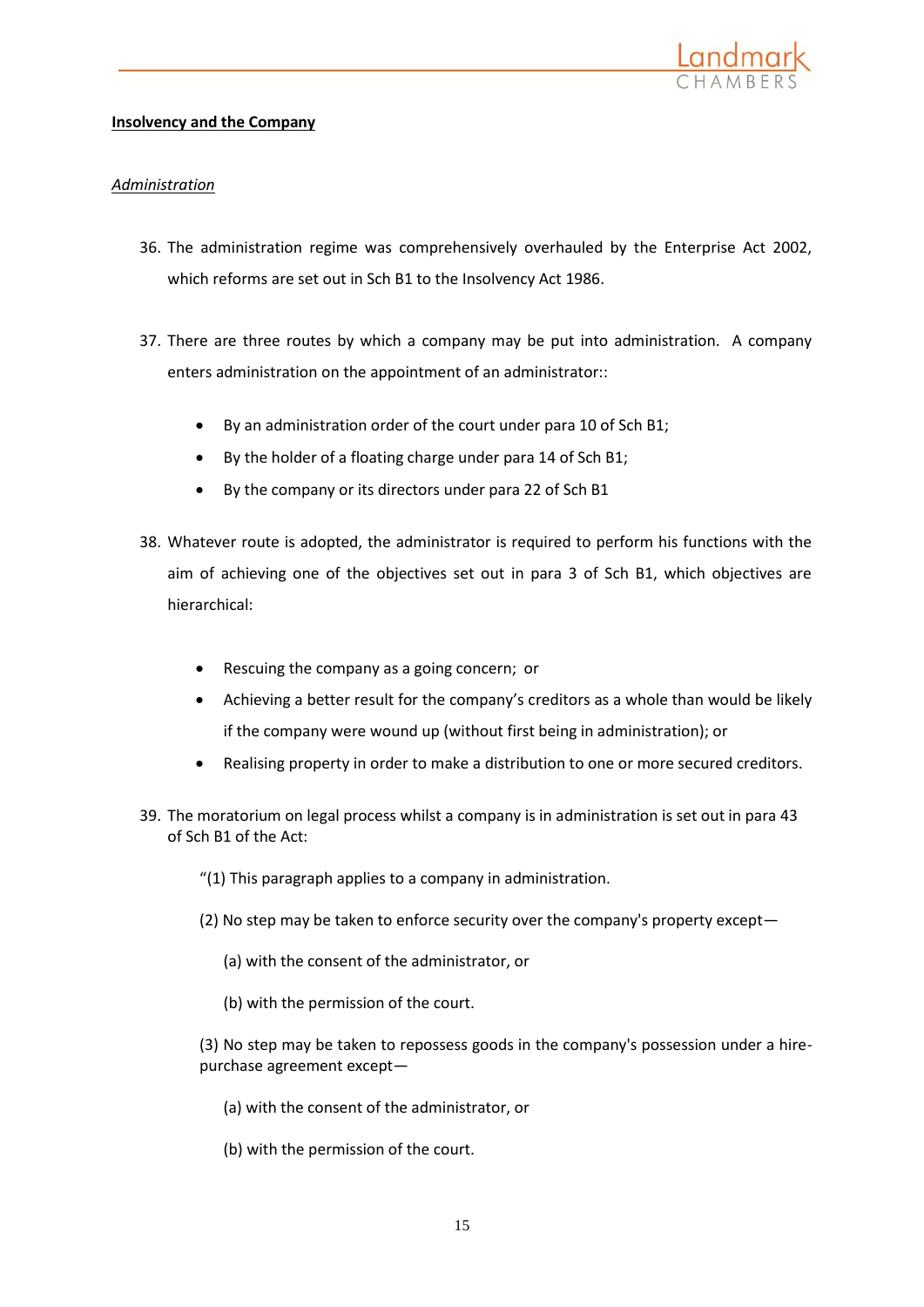**Insolvency and the Company**

*Administration*

36. The administration regime was comprehensively overhauled by the Enterprise Act 2002, which reforms are set out in Sch B1 to the Insolvency Act 1986.

37. There are three routes by which a company may be put into administration. A company enters administration on the appointment of an administrator::

    - By an administration order of the court under para 10 of Sch B1;
    - By the holder of a floating charge under para 14 of Sch B1;
    - By the company or its directors under para 22 of Sch B1

38. Whatever route is adopted, the administrator is required to perform his functions with the aim of achieving one of the objectives set out in para 3 of Sch B1, which objectives are hierarchical:

    - Rescuing the company as a going concern; or
    - Achieving a better result for the company's creditors as a whole than would be likely if the company were wound up (without first being in administration); or
    - Realising property in order to make a distribution to one or more secured creditors.

39. The moratorium on legal process whilst a company is in administration is set out in para 43 of Sch B1 of the Act:

    "(1) This paragraph applies to a company in administration.

    (2) No step may be taken to enforce security over the company's property except—

    (a) with the consent of the administrator, or

    (b) with the permission of the court.

    (3) No step may be taken to repossess goods in the company's possession under a hire-purchase agreement except—

    (a) with the consent of the administrator, or

    (b) with the permission of the court.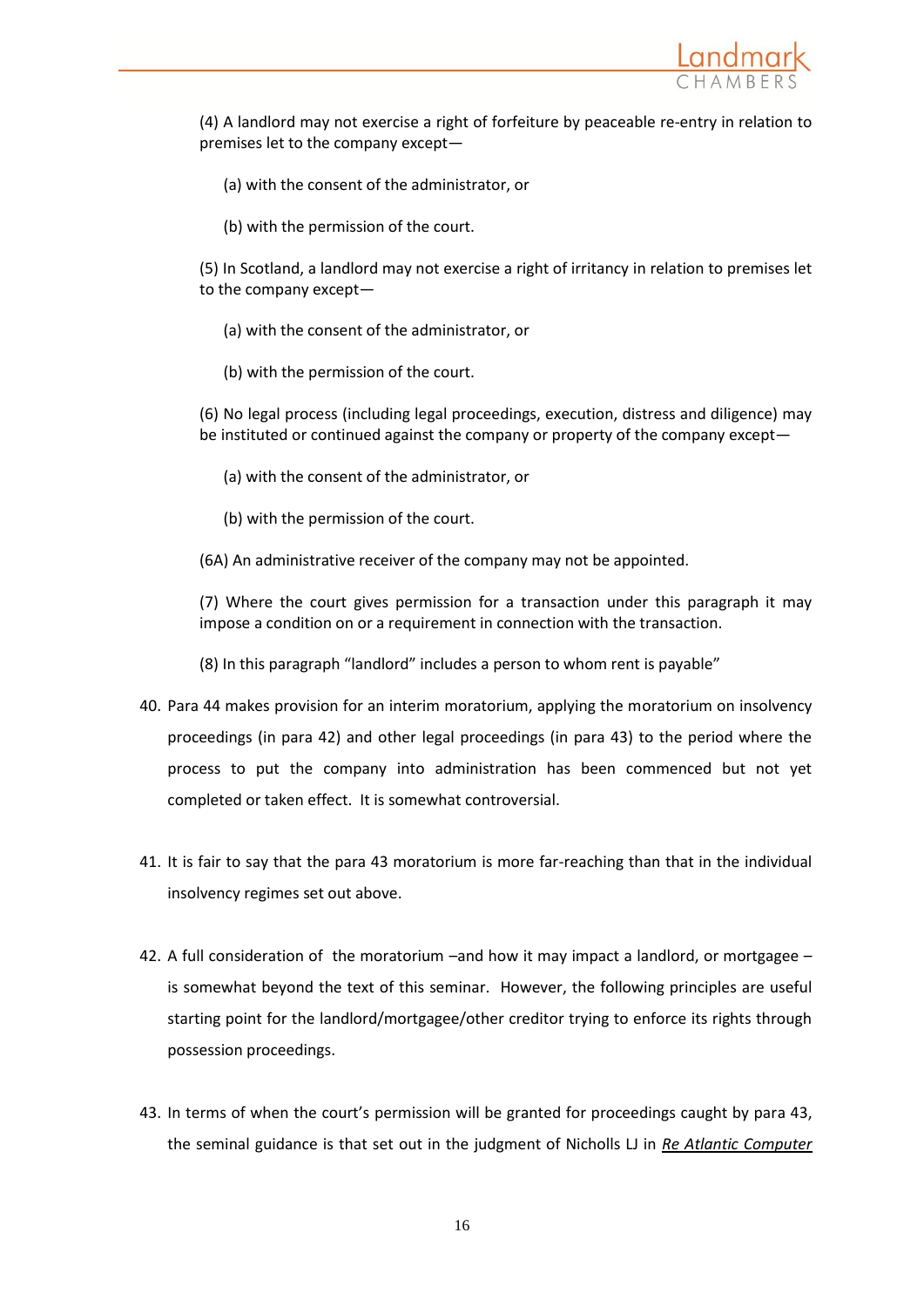(4) A landlord may not exercise a right of forfeiture by peaceable re-entry in relation to premises let to the company except—

(a) with the consent of the administrator, or

(b) with the permission of the court.

(5) In Scotland, a landlord may not exercise a right of irritancy in relation to premises let to the company except—

(a) with the consent of the administrator, or

(b) with the permission of the court.

(6) No legal process (including legal proceedings, execution, distress and diligence) may be instituted or continued against the company or property of the company except—

(a) with the consent of the administrator, or

(b) with the permission of the court.

(6A) An administrative receiver of the company may not be appointed.

(7) Where the court gives permission for a transaction under this paragraph it may impose a condition on or a requirement in connection with the transaction.

(8) In this paragraph "landlord" includes a person to whom rent is payable"

40. Para 44 makes provision for an interim moratorium, applying the moratorium on insolvency proceedings (in para 42) and other legal proceedings (in para 43) to the period where the process to put the company into administration has been commenced but not yet completed or taken effect. It is somewhat controversial.

41. It is fair to say that the para 43 moratorium is more far-reaching than that in the individual insolvency regimes set out above.

42. A full consideration of the moratorium –and how it may impact a landlord, or mortgagee – is somewhat beyond the text of this seminar. However, the following principles are useful starting point for the landlord/mortgagee/other creditor trying to enforce its rights through possession proceedings.

43. In terms of when the court's permission will be granted for proceedings caught by para 43, the seminal guidance is that set out in the judgment of Nicholls LJ in *Re Atlantic Computer*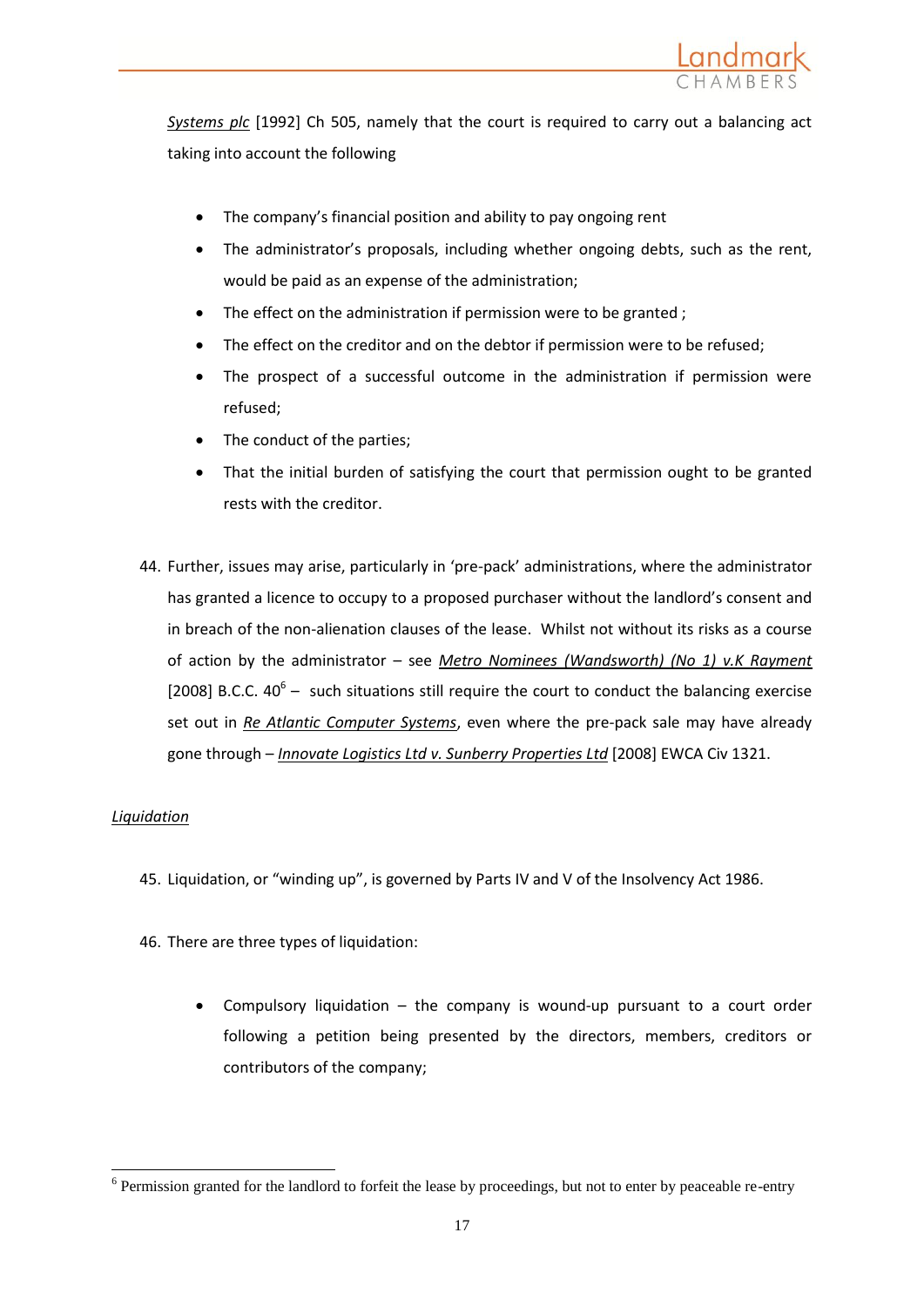*Systems plc* [1992] Ch 505, namely that the court is required to carry out a balancing act taking into account the following

- The company's financial position and ability to pay ongoing rent
- The administrator's proposals, including whether ongoing debts, such as the rent, would be paid as an expense of the administration;
- The effect on the administration if permission were to be granted ;
- The effect on the creditor and on the debtor if permission were to be refused;
- The prospect of a successful outcome in the administration if permission were refused;
- The conduct of the parties;
- That the initial burden of satisfying the court that permission ought to be granted rests with the creditor.

44. Further, issues may arise, particularly in 'pre-pack' administrations, where the administrator has granted a licence to occupy to a proposed purchaser without the landlord's consent and in breach of the non-alienation clauses of the lease. Whilst not without its risks as a course of action by the administrator – see *Metro Nominees (Wandsworth) (No 1) v.K Rayment* [2008] B.C.C. 40[6] – such situations still require the court to conduct the balancing exercise set out in *Re Atlantic Computer Systems*, even where the pre-pack sale may have already gone through – *Innovate Logistics Ltd v. Sunberry Properties Ltd* [2008] EWCA Civ 1321.

*Liquidation*

45. Liquidation, or "winding up", is governed by Parts IV and V of the Insolvency Act 1986.

46. There are three types of liquidation:

- Compulsory liquidation – the company is wound-up pursuant to a court order following a petition being presented by the directors, members, creditors or contributors of the company;

[6] Permission granted for the landlord to forfeit the lease by proceedings, but not to enter by peaceable re-entry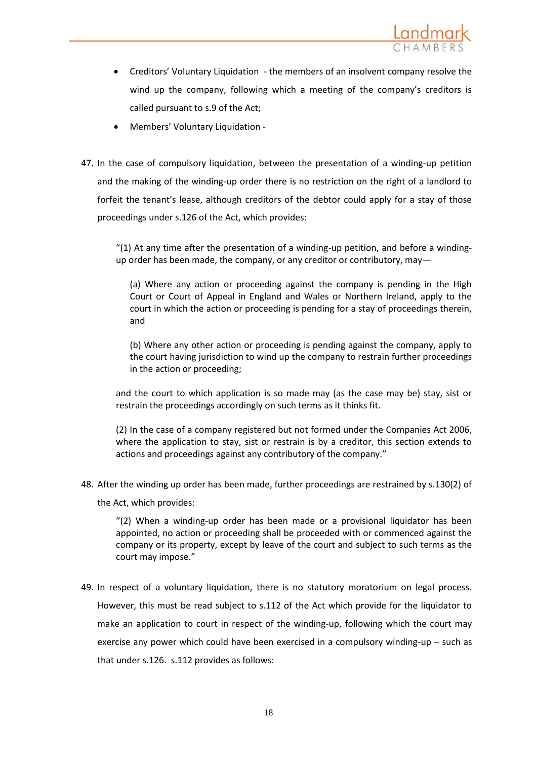- Creditors' Voluntary Liquidation - the members of an insolvent company resolve the wind up the company, following which a meeting of the company's creditors is called pursuant to s.9 of the Act;
- Members' Voluntary Liquidation -

47. In the case of compulsory liquidation, between the presentation of a winding-up petition and the making of the winding-up order there is no restriction on the right of a landlord to forfeit the tenant's lease, although creditors of the debtor could apply for a stay of those proceedings under s.126 of the Act, which provides:

> "(1) At any time after the presentation of a winding-up petition, and before a winding-up order has been made, the company, or any creditor or contributory, may—
>
> > (a) Where any action or proceeding against the company is pending in the High Court or Court of Appeal in England and Wales or Northern Ireland, apply to the court in which the action or proceeding is pending for a stay of proceedings therein, and
> >
> > (b) Where any other action or proceeding is pending against the company, apply to the court having jurisdiction to wind up the company to restrain further proceedings in the action or proceeding;
>
> and the court to which application is so made may (as the case may be) stay, sist or restrain the proceedings accordingly on such terms as it thinks fit.
>
> (2) In the case of a company registered but not formed under the Companies Act 2006, where the application to stay, sist or restrain is by a creditor, this section extends to actions and proceedings against any contributory of the company."

48. After the winding up order has been made, further proceedings are restrained by s.130(2) of the Act, which provides:

> "(2) When a winding-up order has been made or a provisional liquidator has been appointed, no action or proceeding shall be proceeded with or commenced against the company or its property, except by leave of the court and subject to such terms as the court may impose."

49. In respect of a voluntary liquidation, there is no statutory moratorium on legal process. However, this must be read subject to s.112 of the Act which provide for the liquidator to make an application to court in respect of the winding-up, following which the court may exercise any power which could have been exercised in a compulsory winding-up – such as that under s.126. s.112 provides as follows: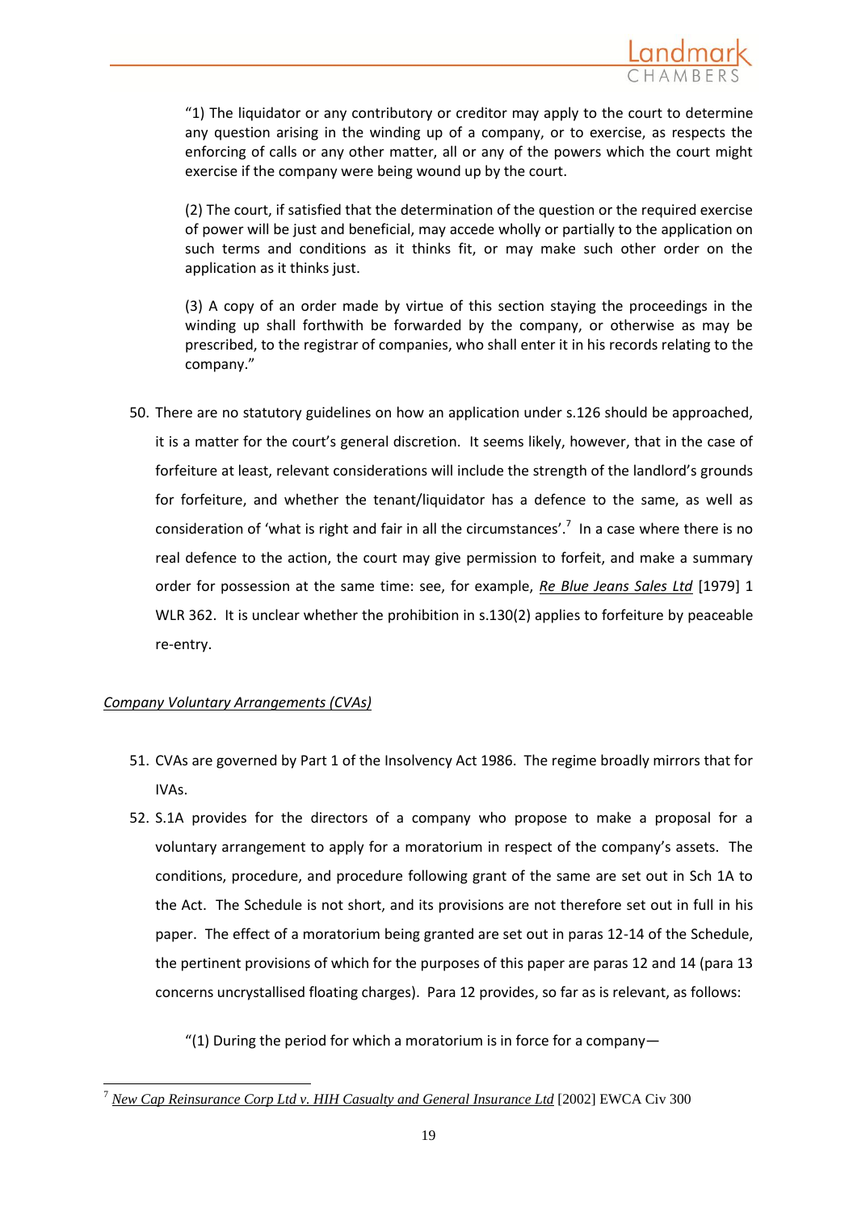"1) The liquidator or any contributory or creditor may apply to the court to determine any question arising in the winding up of a company, or to exercise, as respects the enforcing of calls or any other matter, all or any of the powers which the court might exercise if the company were being wound up by the court.

(2) The court, if satisfied that the determination of the question or the required exercise of power will be just and beneficial, may accede wholly or partially to the application on such terms and conditions as it thinks fit, or may make such other order on the application as it thinks just.

(3) A copy of an order made by virtue of this section staying the proceedings in the winding up shall forthwith be forwarded by the company, or otherwise as may be prescribed, to the registrar of companies, who shall enter it in his records relating to the company."

50. There are no statutory guidelines on how an application under s.126 should be approached, it is a matter for the court's general discretion. It seems likely, however, that in the case of forfeiture at least, relevant considerations will include the strength of the landlord's grounds for forfeiture, and whether the tenant/liquidator has a defence to the same, as well as consideration of 'what is right and fair in all the circumstances'.[7] In a case where there is no real defence to the action, the court may give permission to forfeit, and make a summary order for possession at the same time: see, for example, *Re Blue Jeans Sales Ltd* [1979] 1 WLR 362. It is unclear whether the prohibition in s.130(2) applies to forfeiture by peaceable re-entry.

*Company Voluntary Arrangements (CVAs)*

51. CVAs are governed by Part 1 of the Insolvency Act 1986. The regime broadly mirrors that for IVAs.
52. S.1A provides for the directors of a company who propose to make a proposal for a voluntary arrangement to apply for a moratorium in respect of the company's assets. The conditions, procedure, and procedure following grant of the same are set out in Sch 1A to the Act. The Schedule is not short, and its provisions are not therefore set out in full in his paper. The effect of a moratorium being granted are set out in paras 12-14 of the Schedule, the pertinent provisions of which for the purposes of this paper are paras 12 and 14 (para 13 concerns uncrystallised floating charges). Para 12 provides, so far as is relevant, as follows:

"(1) During the period for which a moratorium is in force for a company—

---

[7] *New Cap Reinsurance Corp Ltd v. HIH Casualty and General Insurance Ltd* [2002] EWCA Civ 300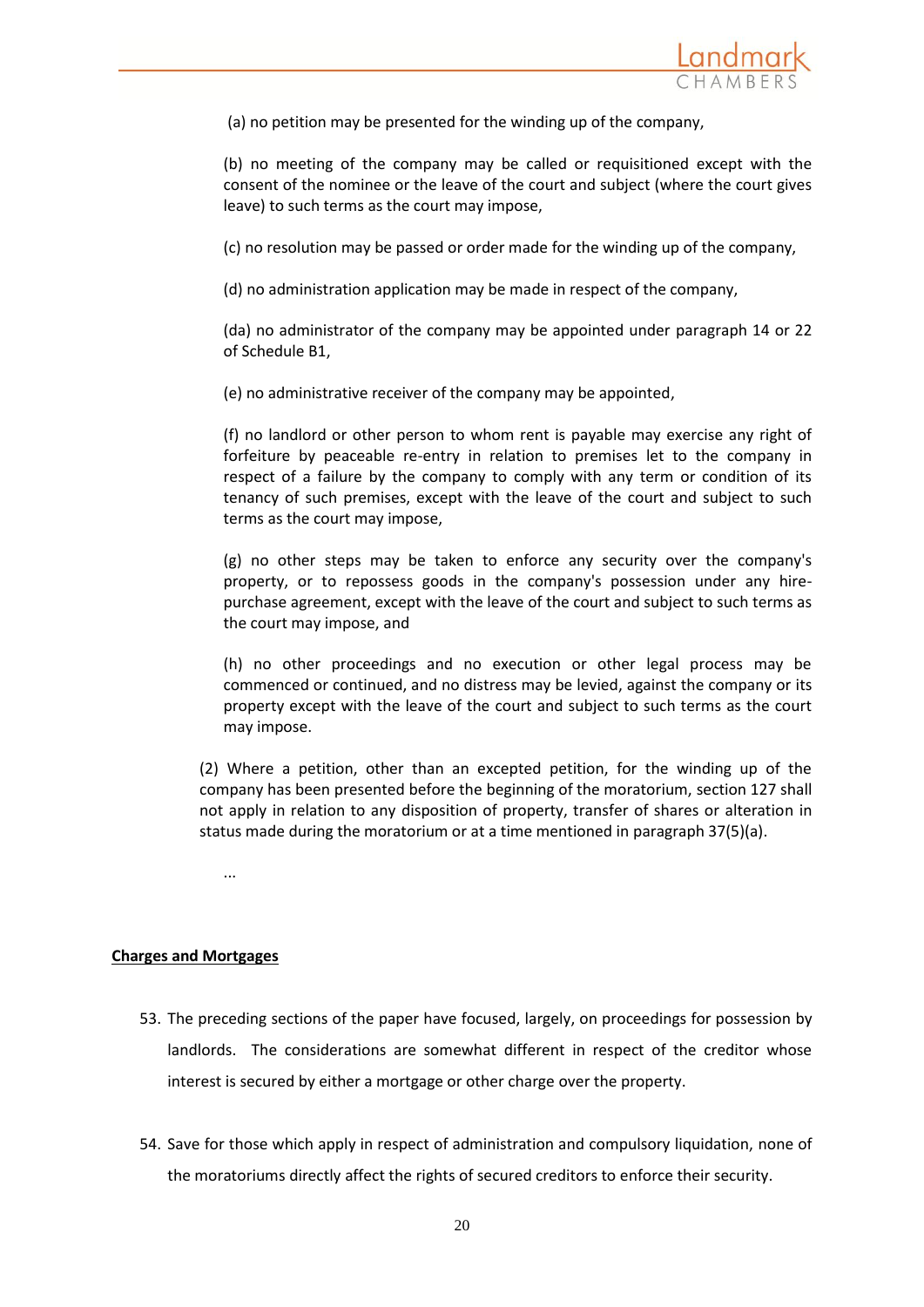(a) no petition may be presented for the winding up of the company,

(b) no meeting of the company may be called or requisitioned except with the consent of the nominee or the leave of the court and subject (where the court gives leave) to such terms as the court may impose,

(c) no resolution may be passed or order made for the winding up of the company,

(d) no administration application may be made in respect of the company,

(da) no administrator of the company may be appointed under paragraph 14 or 22 of Schedule B1,

(e) no administrative receiver of the company may be appointed,

(f) no landlord or other person to whom rent is payable may exercise any right of forfeiture by peaceable re-entry in relation to premises let to the company in respect of a failure by the company to comply with any term or condition of its tenancy of such premises, except with the leave of the court and subject to such terms as the court may impose,

(g) no other steps may be taken to enforce any security over the company's property, or to repossess goods in the company's possession under any hire-purchase agreement, except with the leave of the court and subject to such terms as the court may impose, and

(h) no other proceedings and no execution or other legal process may be commenced or continued, and no distress may be levied, against the company or its property except with the leave of the court and subject to such terms as the court may impose.

(2) Where a petition, other than an excepted petition, for the winding up of the company has been presented before the beginning of the moratorium, section 127 shall not apply in relation to any disposition of property, transfer of shares or alteration in status made during the moratorium or at a time mentioned in paragraph 37(5)(a).

...

**Charges and Mortgages**

53. The preceding sections of the paper have focused, largely, on proceedings for possession by landlords. The considerations are somewhat different in respect of the creditor whose interest is secured by either a mortgage or other charge over the property.

54. Save for those which apply in respect of administration and compulsory liquidation, none of the moratoriums directly affect the rights of secured creditors to enforce their security.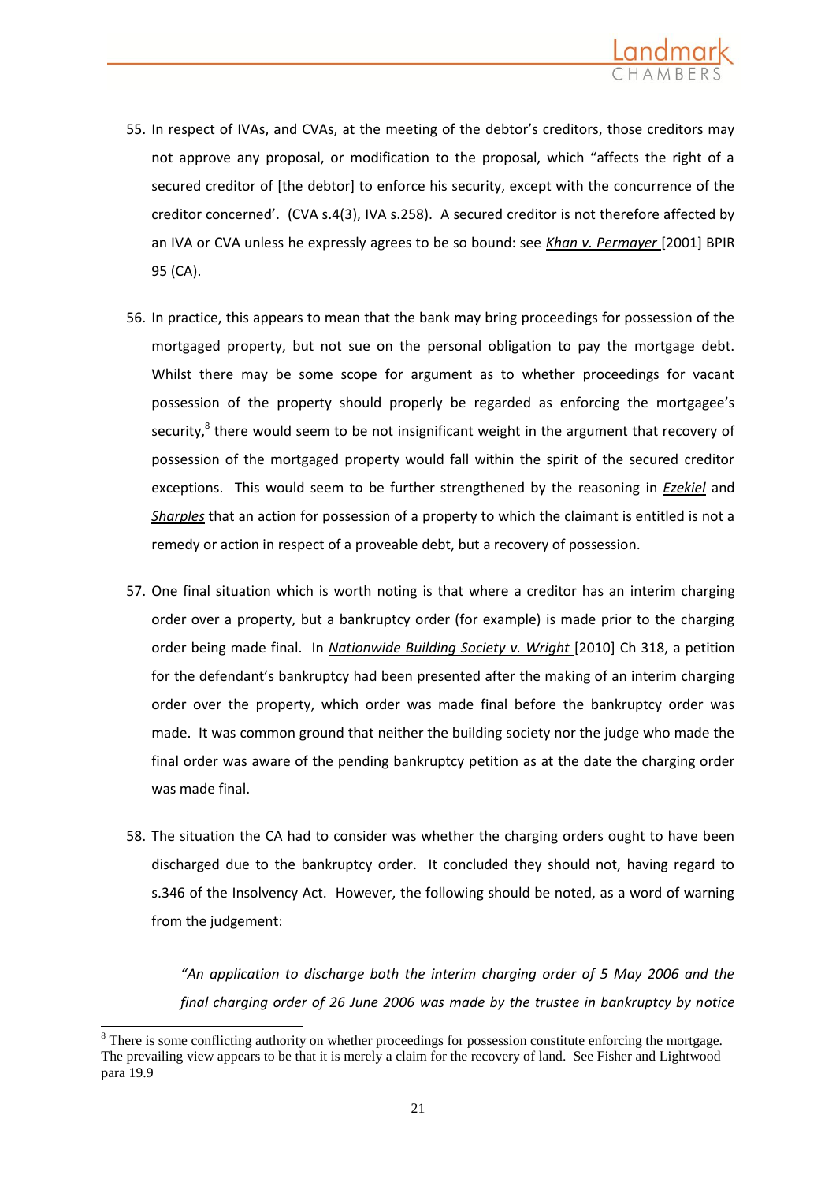55. In respect of IVAs, and CVAs, at the meeting of the debtor's creditors, those creditors may not approve any proposal, or modification to the proposal, which "affects the right of a secured creditor of [the debtor] to enforce his security, except with the concurrence of the creditor concerned'. (CVA s.4(3), IVA s.258). A secured creditor is not therefore affected by an IVA or CVA unless he expressly agrees to be so bound: see *Khan v. Permayer* [2001] BPIR 95 (CA).

56. In practice, this appears to mean that the bank may bring proceedings for possession of the mortgaged property, but not sue on the personal obligation to pay the mortgage debt. Whilst there may be some scope for argument as to whether proceedings for vacant possession of the property should properly be regarded as enforcing the mortgagee's security,[8] there would seem to be not insignificant weight in the argument that recovery of possession of the mortgaged property would fall within the spirit of the secured creditor exceptions. This would seem to be further strengthened by the reasoning in *Ezekiel* and *Sharples* that an action for possession of a property to which the claimant is entitled is not a remedy or action in respect of a proveable debt, but a recovery of possession.

57. One final situation which is worth noting is that where a creditor has an interim charging order over a property, but a bankruptcy order (for example) is made prior to the charging order being made final. In *Nationwide Building Society v. Wright* [2010] Ch 318, a petition for the defendant's bankruptcy had been presented after the making of an interim charging order over the property, which order was made final before the bankruptcy order was made. It was common ground that neither the building society nor the judge who made the final order was aware of the pending bankruptcy petition as at the date the charging order was made final.

58. The situation the CA had to consider was whether the charging orders ought to have been discharged due to the bankruptcy order. It concluded they should not, having regard to s.346 of the Insolvency Act. However, the following should be noted, as a word of warning from the judgement:

> *"An application to discharge both the interim charging order of 5 May 2006 and the final charging order of 26 June 2006 was made by the trustee in bankruptcy by notice*

---

[8] There is some conflicting authority on whether proceedings for possession constitute enforcing the mortgage. The prevailing view appears to be that it is merely a claim for the recovery of land. See Fisher and Lightwood para 19.9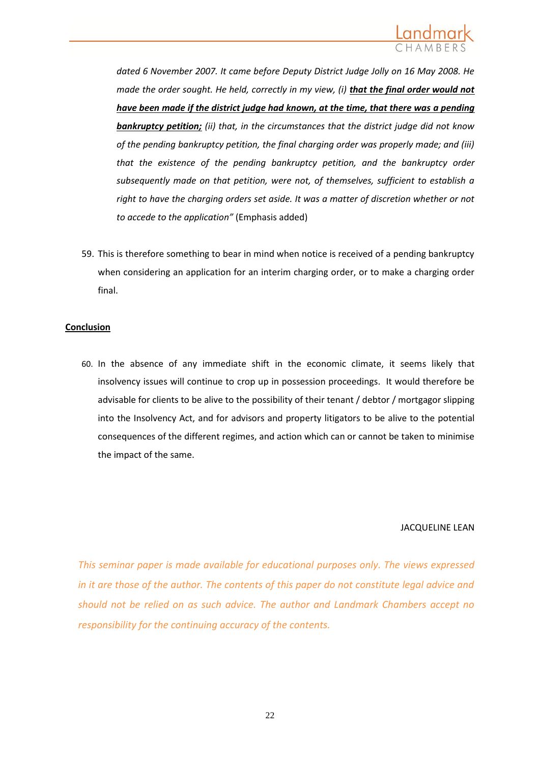*dated 6 November 2007. It came before Deputy District Judge Jolly on 16 May 2008. He made the order sought. He held, correctly in my view, (i)* ***<u>that the final order would not have been made if the district judge had known, at the time, that there was a pending bankruptcy petition;</u>*** *(ii) that, in the circumstances that the district judge did not know of the pending bankruptcy petition, the final charging order was properly made; and (iii) that the existence of the pending bankruptcy petition, and the bankruptcy order subsequently made on that petition, were not, of themselves, sufficient to establish a right to have the charging orders set aside. It was a matter of discretion whether or not to accede to the application"* (Emphasis added)

59. This is therefore something to bear in mind when notice is received of a pending bankruptcy when considering an application for an interim charging order, or to make a charging order final.

**<u>Conclusion</u>**

60. In the absence of any immediate shift in the economic climate, it seems likely that insolvency issues will continue to crop up in possession proceedings. It would therefore be advisable for clients to be alive to the possibility of their tenant / debtor / mortgagor slipping into the Insolvency Act, and for advisors and property litigators to be alive to the potential consequences of the different regimes, and action which can or cannot be taken to minimise the impact of the same.

JACQUELINE LEAN

*This seminar paper is made available for educational purposes only. The views expressed in it are those of the author. The contents of this paper do not constitute legal advice and should not be relied on as such advice. The author and Landmark Chambers accept no responsibility for the continuing accuracy of the contents.*